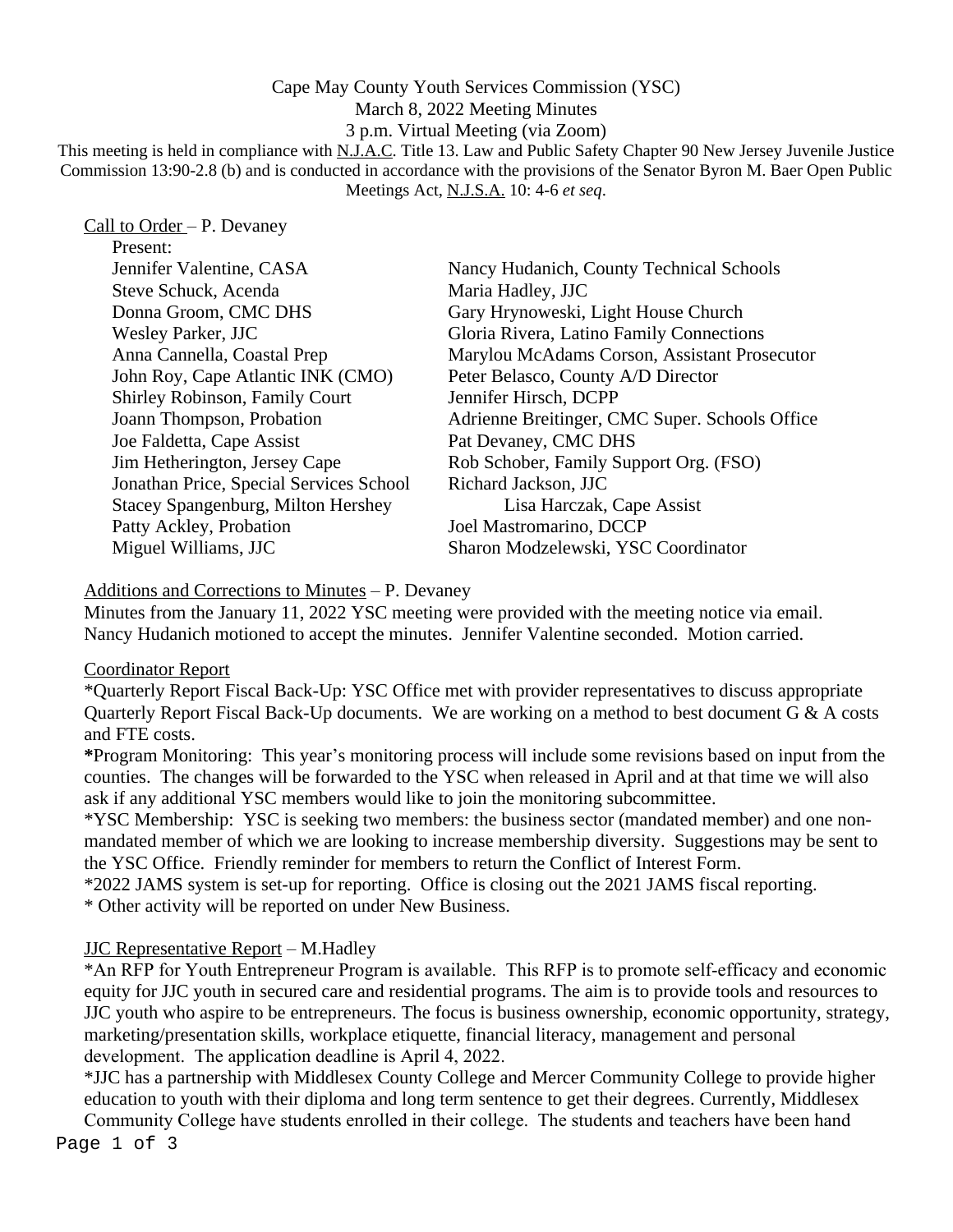Cape May County Youth Services Commission (YSC)
March 8, 2022 Meeting Minutes
3 p.m. Virtual Meeting (via Zoom)

This meeting is held in compliance with N.J.A.C. Title 13. Law and Public Safety Chapter 90 New Jersey Juvenile Justice Commission 13:90-2.8 (b) and is conducted in accordance with the provisions of the Senator Byron M. Baer Open Public Meetings Act, N.J.S.A. 10: 4-6 *et seq*.

Call to Order – P. Devaney

Present:

| | |
|---|---|
| Jennifer Valentine, CASA | Nancy Hudanich, County Technical Schools |
| Steve Schuck, Acenda | Maria Hadley, JJC |
| Donna Groom, CMC DHS | Gary Hrynoweski, Light House Church |
| Wesley Parker, JJC | Gloria Rivera, Latino Family Connections |
| Anna Cannella, Coastal Prep | Marylou McAdams Corson, Assistant Prosecutor |
| John Roy, Cape Atlantic INK (CMO) | Peter Belasco, County A/D Director |
| Shirley Robinson, Family Court | Jennifer Hirsch, DCPP |
| Joann Thompson, Probation | Adrienne Breitinger, CMC Super. Schools Office |
| Joe Faldetta, Cape Assist | Pat Devaney, CMC DHS |
| Jim Hetherington, Jersey Cape | Rob Schober, Family Support Org. (FSO) |
| Jonathan Price, Special Services School | Richard Jackson, JJC |
| Stacey Spangenburg, Milton Hershey | Lisa Harczak, Cape Assist |
| Patty Ackley, Probation | Joel Mastromarino, DCCP |
| Miguel Williams, JJC | Sharon Modzelewski, YSC Coordinator |

Additions and Corrections to Minutes – P. Devaney

Minutes from the January 11, 2022 YSC meeting were provided with the meeting notice via email. Nancy Hudanich motioned to accept the minutes. Jennifer Valentine seconded. Motion carried.

Coordinator Report

*Quarterly Report Fiscal Back-Up: YSC Office met with provider representatives to discuss appropriate Quarterly Report Fiscal Back-Up documents. We are working on a method to best document G & A costs and FTE costs.

*Program Monitoring: This year's monitoring process will include some revisions based on input from the counties. The changes will be forwarded to the YSC when released in April and at that time we will also ask if any additional YSC members would like to join the monitoring subcommittee.

*YSC Membership: YSC is seeking two members: the business sector (mandated member) and one non-mandated member of which we are looking to increase membership diversity. Suggestions may be sent to the YSC Office. Friendly reminder for members to return the Conflict of Interest Form.

*2022 JAMS system is set-up for reporting. Office is closing out the 2021 JAMS fiscal reporting.

* Other activity will be reported on under New Business.

JJC Representative Report – M.Hadley

*An RFP for Youth Entrepreneur Program is available. This RFP is to promote self-efficacy and economic equity for JJC youth in secured care and residential programs. The aim is to provide tools and resources to JJC youth who aspire to be entrepreneurs. The focus is business ownership, economic opportunity, strategy, marketing/presentation skills, workplace etiquette, financial literacy, management and personal development. The application deadline is April 4, 2022.

*JJC has a partnership with Middlesex County College and Mercer Community College to provide higher education to youth with their diploma and long term sentence to get their degrees. Currently, Middlesex Community College have students enrolled in their college. The students and teachers have been hand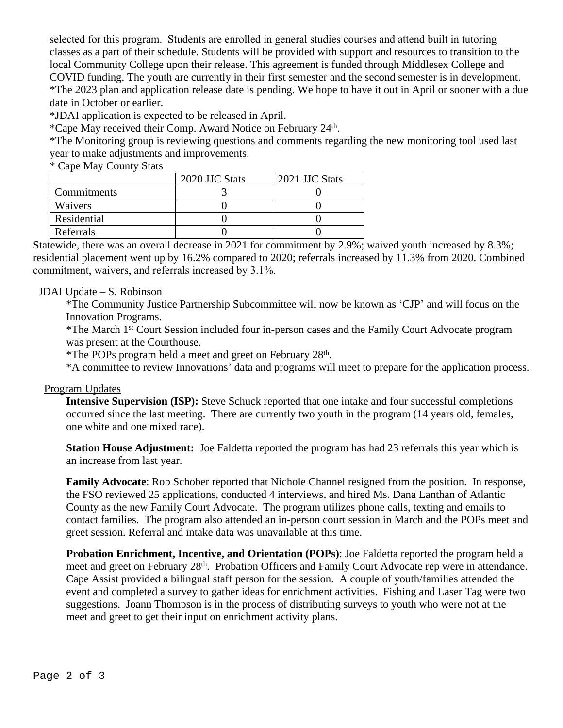selected for this program. Students are enrolled in general studies courses and attend built in tutoring classes as a part of their schedule. Students will be provided with support and resources to transition to the local Community College upon their release. This agreement is funded through Middlesex College and COVID funding. The youth are currently in their first semester and the second semester is in development.

*The 2023 plan and application release date is pending. We hope to have it out in April or sooner with a due date in October or earlier.

*JDAI application is expected to be released in April.

*Cape May received their Comp. Award Notice on February 24th.

*The Monitoring group is reviewing questions and comments regarding the new monitoring tool used last year to make adjustments and improvements.

* Cape May County Stats

| | 2020 JJC Stats | 2021 JJC Stats |
|---|---|---|
| Commitments | 3 | 0 |
| Waivers | 0 | 0 |
| Residential | 0 | 0 |
| Referrals | 0 | 0 |

Statewide, there was an overall decrease in 2021 for commitment by 2.9%; waived youth increased by 8.3%; residential placement went up by 16.2% compared to 2020; referrals increased by 11.3% from 2020. Combined commitment, waivers, and referrals increased by 3.1%.

JDAI Update – S. Robinson

*The Community Justice Partnership Subcommittee will now be known as 'CJP' and will focus on the Innovation Programs.

*The March 1st Court Session included four in-person cases and the Family Court Advocate program was present at the Courthouse.

*The POPs program held a meet and greet on February 28th.

*A committee to review Innovations' data and programs will meet to prepare for the application process.

Program Updates

**Intensive Supervision (ISP):** Steve Schuck reported that one intake and four successful completions occurred since the last meeting. There are currently two youth in the program (14 years old, females, one white and one mixed race).

**Station House Adjustment:** Joe Faldetta reported the program has had 23 referrals this year which is an increase from last year.

**Family Advocate**: Rob Schober reported that Nichole Channel resigned from the position. In response, the FSO reviewed 25 applications, conducted 4 interviews, and hired Ms. Dana Lanthan of Atlantic County as the new Family Court Advocate. The program utilizes phone calls, texting and emails to contact families. The program also attended an in-person court session in March and the POPs meet and greet session. Referral and intake data was unavailable at this time.

**Probation Enrichment, Incentive, and Orientation (POPs)**: Joe Faldetta reported the program held a meet and greet on February 28th. Probation Officers and Family Court Advocate rep were in attendance. Cape Assist provided a bilingual staff person for the session. A couple of youth/families attended the event and completed a survey to gather ideas for enrichment activities. Fishing and Laser Tag were two suggestions. Joann Thompson is in the process of distributing surveys to youth who were not at the meet and greet to get their input on enrichment activity plans.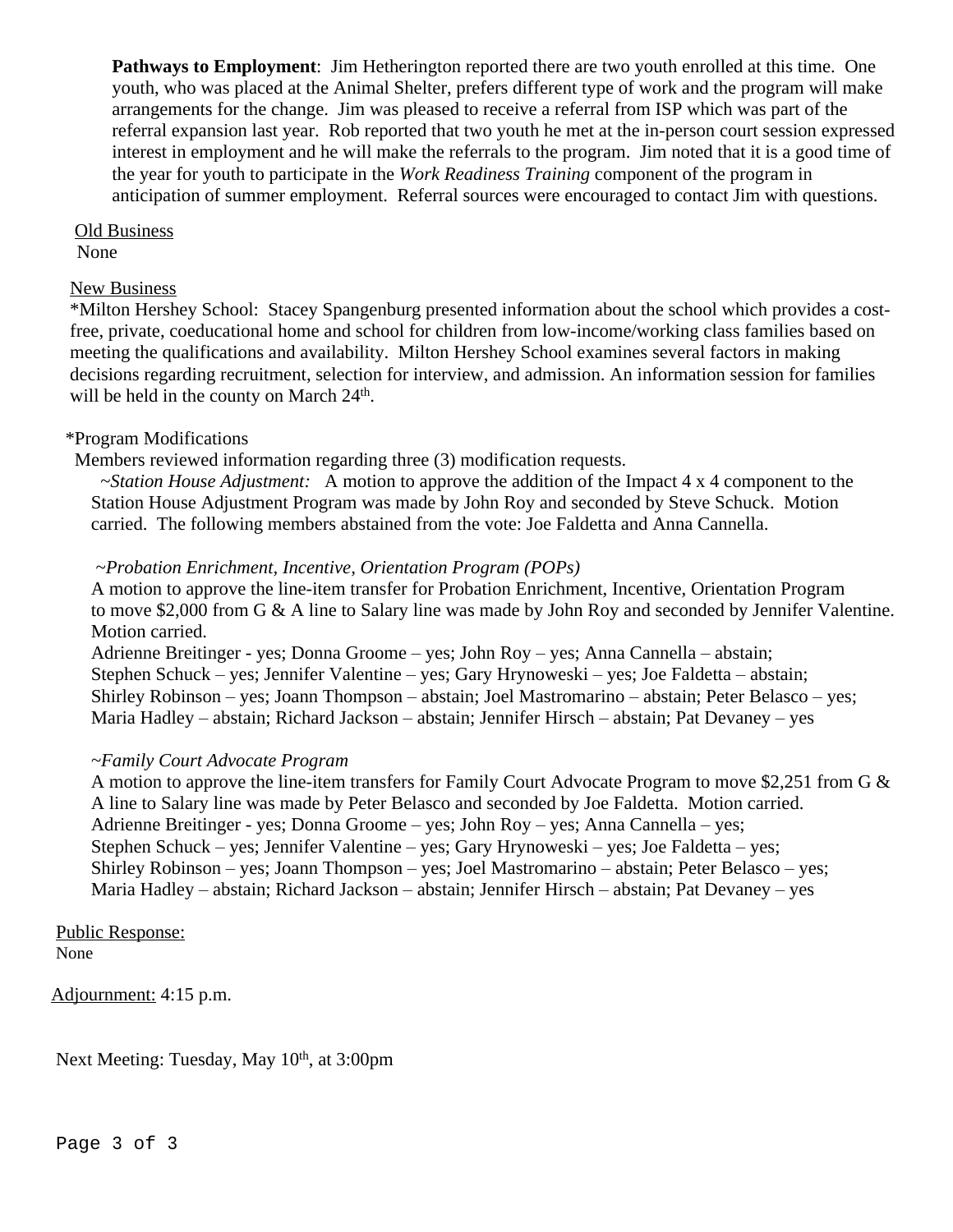**Pathways to Employment**: Jim Hetherington reported there are two youth enrolled at this time. One youth, who was placed at the Animal Shelter, prefers different type of work and the program will make arrangements for the change. Jim was pleased to receive a referral from ISP which was part of the referral expansion last year. Rob reported that two youth he met at the in-person court session expressed interest in employment and he will make the referrals to the program. Jim noted that it is a good time of the year for youth to participate in the *Work Readiness Training* component of the program in anticipation of summer employment. Referral sources were encouraged to contact Jim with questions.

Old Business

None

New Business

*Milton Hershey School: Stacey Spangenburg presented information about the school which provides a cost-free, private, coeducational home and school for children from low-income/working class families based on meeting the qualifications and availability. Milton Hershey School examines several factors in making decisions regarding recruitment, selection for interview, and admission. An information session for families will be held in the county on March 24th.

*Program Modifications

Members reviewed information regarding three (3) modification requests.

~*Station House Adjustment:* A motion to approve the addition of the Impact 4 x 4 component to the Station House Adjustment Program was made by John Roy and seconded by Steve Schuck. Motion carried. The following members abstained from the vote: Joe Faldetta and Anna Cannella.

~*Probation Enrichment, Incentive, Orientation Program (POPs)*

A motion to approve the line-item transfer for Probation Enrichment, Incentive, Orientation Program to move $2,000 from G & A line to Salary line was made by John Roy and seconded by Jennifer Valentine. Motion carried.

Adrienne Breitinger - yes; Donna Groome – yes; John Roy – yes; Anna Cannella – abstain; Stephen Schuck – yes; Jennifer Valentine – yes; Gary Hrynoweski – yes; Joe Faldetta – abstain; Shirley Robinson – yes; Joann Thompson – abstain; Joel Mastromarino – abstain; Peter Belasco – yes; Maria Hadley – abstain; Richard Jackson – abstain; Jennifer Hirsch – abstain; Pat Devaney – yes

~*Family Court Advocate Program*

A motion to approve the line-item transfers for Family Court Advocate Program to move $2,251 from G & A line to Salary line was made by Peter Belasco and seconded by Joe Faldetta. Motion carried.

Adrienne Breitinger - yes; Donna Groome – yes; John Roy – yes; Anna Cannella – yes; Stephen Schuck – yes; Jennifer Valentine – yes; Gary Hrynoweski – yes; Joe Faldetta – yes; Shirley Robinson – yes; Joann Thompson – yes; Joel Mastromarino – abstain; Peter Belasco – yes; Maria Hadley – abstain; Richard Jackson – abstain; Jennifer Hirsch – abstain; Pat Devaney – yes

Public Response:

None

Adjournment: 4:15 p.m.

Next Meeting: Tuesday, May 10th, at 3:00pm